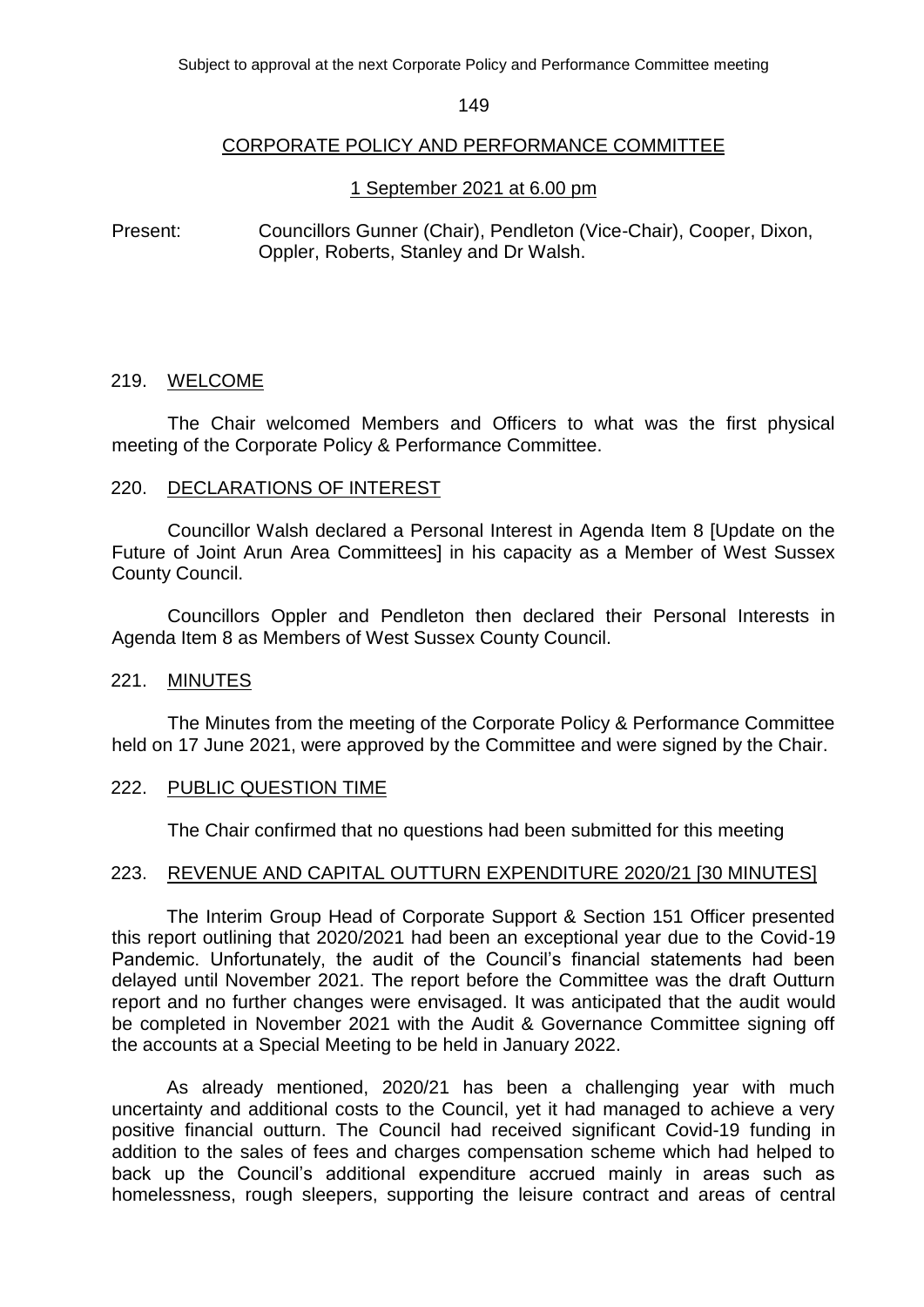Subject to approval at the next Corporate Policy and Performance Committee meeting

# CORPORATE POLICY AND PERFORMANCE COMMITTEE

## 1 September 2021 at 6.00 pm

Present: Councillors Gunner (Chair), Pendleton (Vice-Chair), Cooper, Dixon, Oppler, Roberts, Stanley and Dr Walsh.

### 219. WELCOME

The Chair welcomed Members and Officers to what was the first physical meeting of the Corporate Policy & Performance Committee.

### 220. DECLARATIONS OF INTEREST

Councillor Walsh declared a Personal Interest in Agenda Item 8 [Update on the Future of Joint Arun Area Committees] in his capacity as a Member of West Sussex County Council.

Councillors Oppler and Pendleton then declared their Personal Interests in Agenda Item 8 as Members of West Sussex County Council.

### 221. MINUTES

The Minutes from the meeting of the Corporate Policy & Performance Committee held on 17 June 2021, were approved by the Committee and were signed by the Chair.

### 222. PUBLIC QUESTION TIME

The Chair confirmed that no questions had been submitted for this meeting

### 223. REVENUE AND CAPITAL OUTTURN EXPENDITURE 2020/21 [30 MINUTES]

The Interim Group Head of Corporate Support & Section 151 Officer presented this report outlining that 2020/2021 had been an exceptional year due to the Covid-19 Pandemic. Unfortunately, the audit of the Council's financial statements had been delayed until November 2021. The report before the Committee was the draft Outturn report and no further changes were envisaged. It was anticipated that the audit would be completed in November 2021 with the Audit & Governance Committee signing off the accounts at a Special Meeting to be held in January 2022.

As already mentioned, 2020/21 has been a challenging year with much uncertainty and additional costs to the Council, yet it had managed to achieve a very positive financial outturn. The Council had received significant Covid-19 funding in addition to the sales of fees and charges compensation scheme which had helped to back up the Council's additional expenditure accrued mainly in areas such as homelessness, rough sleepers, supporting the leisure contract and areas of central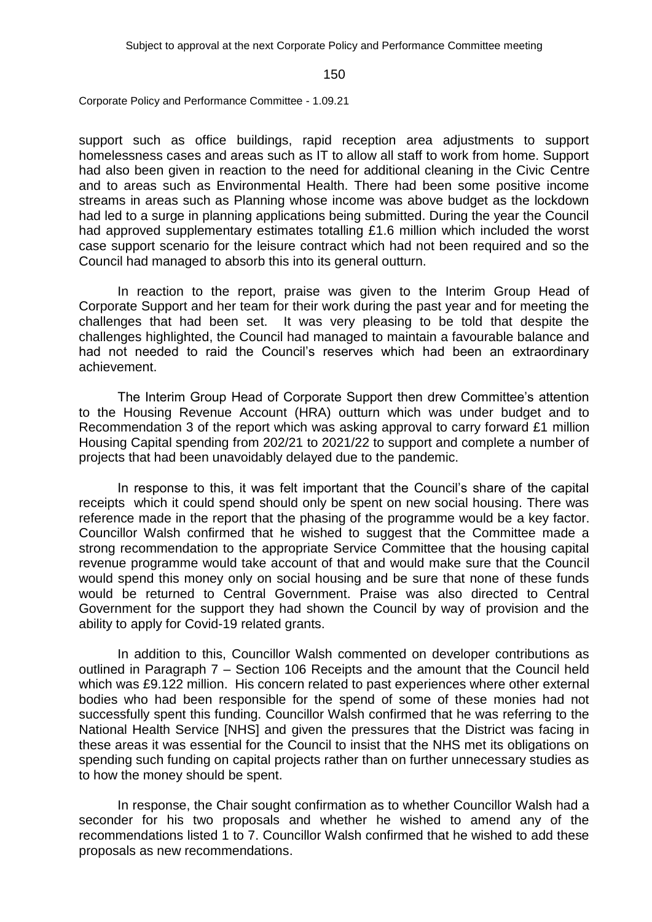support such as office buildings, rapid reception area adjustments to support homelessness cases and areas such as IT to allow all staff to work from home. Support had also been given in reaction to the need for additional cleaning in the Civic Centre and to areas such as Environmental Health. There had been some positive income streams in areas such as Planning whose income was above budget as the lockdown had led to a surge in planning applications being submitted. During the year the Council had approved supplementary estimates totalling £1.6 million which included the worst case support scenario for the leisure contract which had not been required and so the Council had managed to absorb this into its general outturn.

In reaction to the report, praise was given to the Interim Group Head of Corporate Support and her team for their work during the past year and for meeting the challenges that had been set. It was very pleasing to be told that despite the challenges highlighted, the Council had managed to maintain a favourable balance and had not needed to raid the Council's reserves which had been an extraordinary achievement.

The Interim Group Head of Corporate Support then drew Committee's attention to the Housing Revenue Account (HRA) outturn which was under budget and to Recommendation 3 of the report which was asking approval to carry forward £1 million Housing Capital spending from 202/21 to 2021/22 to support and complete a number of projects that had been unavoidably delayed due to the pandemic.

In response to this, it was felt important that the Council's share of the capital receipts which it could spend should only be spent on new social housing. There was reference made in the report that the phasing of the programme would be a key factor. Councillor Walsh confirmed that he wished to suggest that the Committee made a strong recommendation to the appropriate Service Committee that the housing capital revenue programme would take account of that and would make sure that the Council would spend this money only on social housing and be sure that none of these funds would be returned to Central Government. Praise was also directed to Central Government for the support they had shown the Council by way of provision and the ability to apply for Covid-19 related grants.

In addition to this, Councillor Walsh commented on developer contributions as outlined in Paragraph 7 – Section 106 Receipts and the amount that the Council held which was £9.122 million. His concern related to past experiences where other external bodies who had been responsible for the spend of some of these monies had not successfully spent this funding. Councillor Walsh confirmed that he was referring to the National Health Service [NHS] and given the pressures that the District was facing in these areas it was essential for the Council to insist that the NHS met its obligations on spending such funding on capital projects rather than on further unnecessary studies as to how the money should be spent.

In response, the Chair sought confirmation as to whether Councillor Walsh had a seconder for his two proposals and whether he wished to amend any of the recommendations listed 1 to 7. Councillor Walsh confirmed that he wished to add these proposals as new recommendations.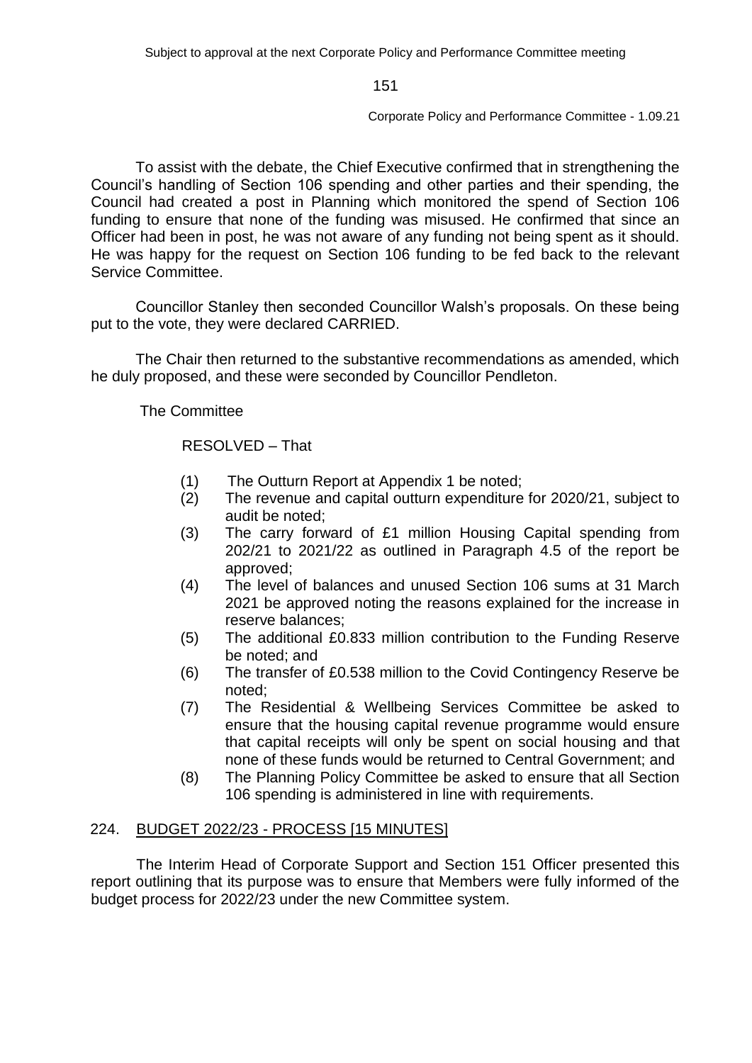To assist with the debate, the Chief Executive confirmed that in strengthening the Council's handling of Section 106 spending and other parties and their spending, the Council had created a post in Planning which monitored the spend of Section 106 funding to ensure that none of the funding was misused. He confirmed that since an Officer had been in post, he was not aware of any funding not being spent as it should. He was happy for the request on Section 106 funding to be fed back to the relevant Service Committee.

Councillor Stanley then seconded Councillor Walsh's proposals. On these being put to the vote, they were declared CARRIED.

The Chair then returned to the substantive recommendations as amended, which he duly proposed, and these were seconded by Councillor Pendleton.

The Committee

RESOLVED – That

(1) The Outturn Report at Appendix 1 be noted;
(2) The revenue and capital outturn expenditure for 2020/21, subject to audit be noted;
(3) The carry forward of £1 million Housing Capital spending from 202/21 to 2021/22 as outlined in Paragraph 4.5 of the report be approved;
(4) The level of balances and unused Section 106 sums at 31 March 2021 be approved noting the reasons explained for the increase in reserve balances;
(5) The additional £0.833 million contribution to the Funding Reserve be noted; and
(6) The transfer of £0.538 million to the Covid Contingency Reserve be noted;
(7) The Residential & Wellbeing Services Committee be asked to ensure that the housing capital revenue programme would ensure that capital receipts will only be spent on social housing and that none of these funds would be returned to Central Government; and
(8) The Planning Policy Committee be asked to ensure that all Section 106 spending is administered in line with requirements.

## 224. BUDGET 2022/23 - PROCESS [15 MINUTES]

The Interim Head of Corporate Support and Section 151 Officer presented this report outlining that its purpose was to ensure that Members were fully informed of the budget process for 2022/23 under the new Committee system.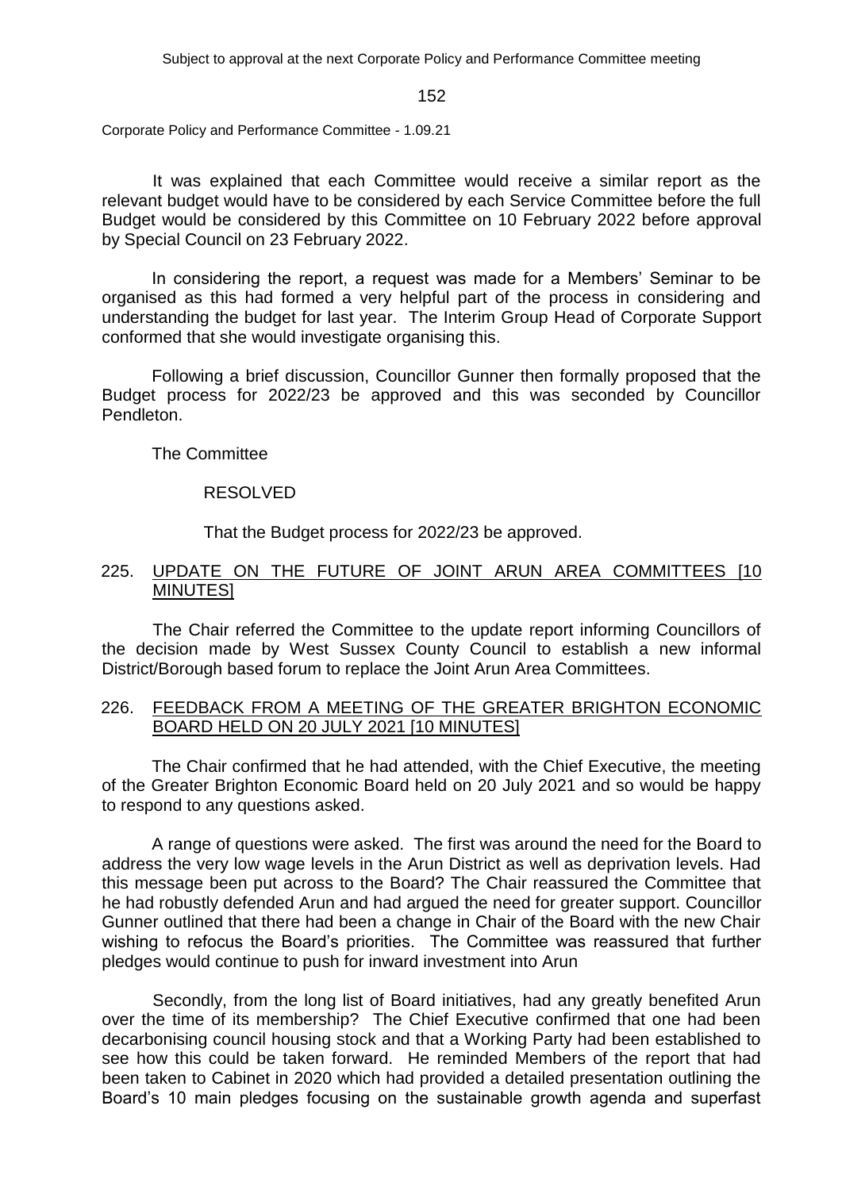It was explained that each Committee would receive a similar report as the relevant budget would have to be considered by each Service Committee before the full Budget would be considered by this Committee on 10 February 2022 before approval by Special Council on 23 February 2022.

In considering the report, a request was made for a Members' Seminar to be organised as this had formed a very helpful part of the process in considering and understanding the budget for last year. The Interim Group Head of Corporate Support conformed that she would investigate organising this.

Following a brief discussion, Councillor Gunner then formally proposed that the Budget process for 2022/23 be approved and this was seconded by Councillor Pendleton.

The Committee

RESOLVED

That the Budget process for 2022/23 be approved.

## 225. UPDATE ON THE FUTURE OF JOINT ARUN AREA COMMITTEES [10 MINUTES]

The Chair referred the Committee to the update report informing Councillors of the decision made by West Sussex County Council to establish a new informal District/Borough based forum to replace the Joint Arun Area Committees.

## 226. FEEDBACK FROM A MEETING OF THE GREATER BRIGHTON ECONOMIC BOARD HELD ON 20 JULY 2021 [10 MINUTES]

The Chair confirmed that he had attended, with the Chief Executive, the meeting of the Greater Brighton Economic Board held on 20 July 2021 and so would be happy to respond to any questions asked.

A range of questions were asked. The first was around the need for the Board to address the very low wage levels in the Arun District as well as deprivation levels. Had this message been put across to the Board? The Chair reassured the Committee that he had robustly defended Arun and had argued the need for greater support. Councillor Gunner outlined that there had been a change in Chair of the Board with the new Chair wishing to refocus the Board's priorities. The Committee was reassured that further pledges would continue to push for inward investment into Arun

Secondly, from the long list of Board initiatives, had any greatly benefited Arun over the time of its membership? The Chief Executive confirmed that one had been decarbonising council housing stock and that a Working Party had been established to see how this could be taken forward. He reminded Members of the report that had been taken to Cabinet in 2020 which had provided a detailed presentation outlining the Board's 10 main pledges focusing on the sustainable growth agenda and superfast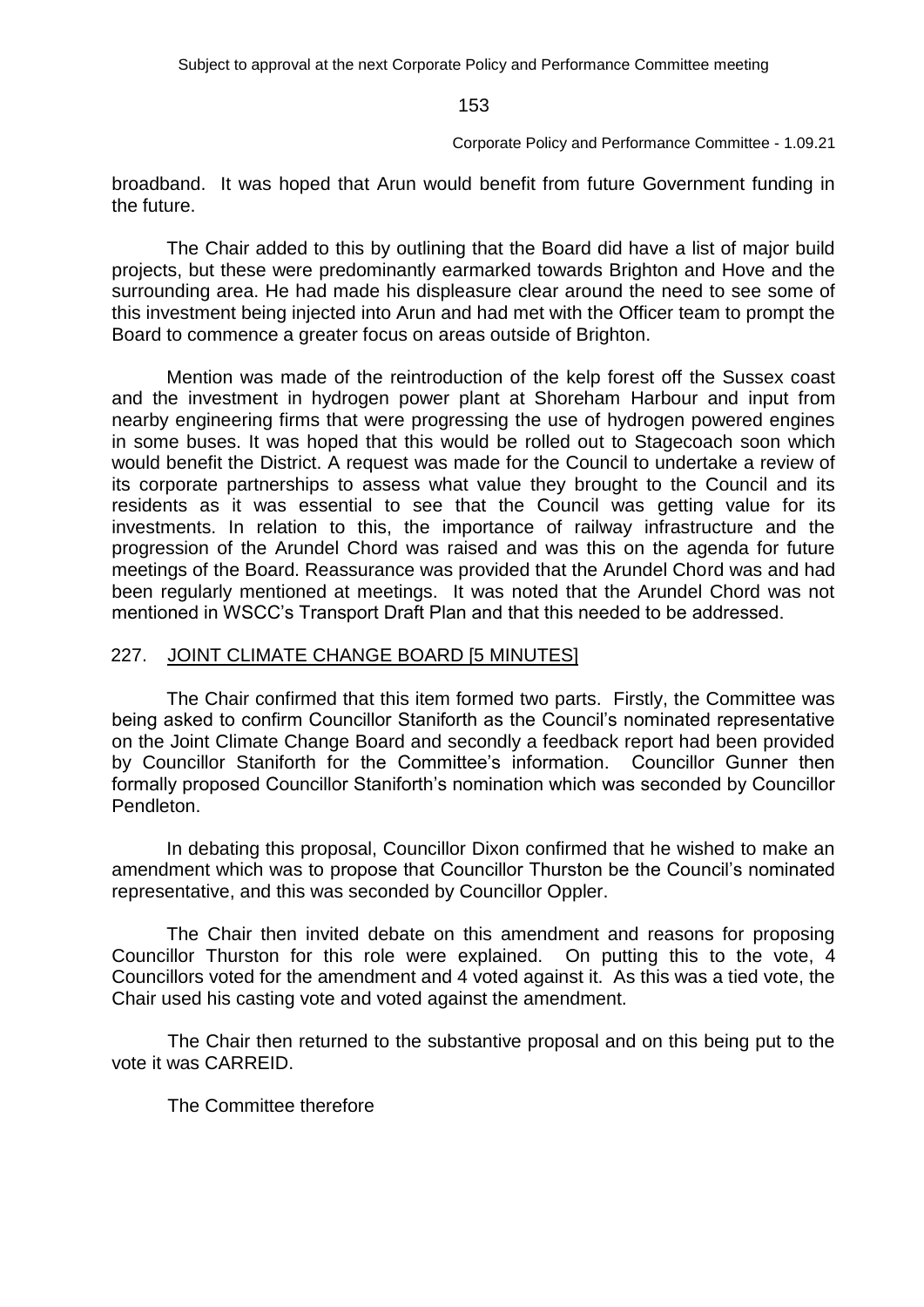broadband. It was hoped that Arun would benefit from future Government funding in the future.

The Chair added to this by outlining that the Board did have a list of major build projects, but these were predominantly earmarked towards Brighton and Hove and the surrounding area. He had made his displeasure clear around the need to see some of this investment being injected into Arun and had met with the Officer team to prompt the Board to commence a greater focus on areas outside of Brighton.

Mention was made of the reintroduction of the kelp forest off the Sussex coast and the investment in hydrogen power plant at Shoreham Harbour and input from nearby engineering firms that were progressing the use of hydrogen powered engines in some buses. It was hoped that this would be rolled out to Stagecoach soon which would benefit the District. A request was made for the Council to undertake a review of its corporate partnerships to assess what value they brought to the Council and its residents as it was essential to see that the Council was getting value for its investments. In relation to this, the importance of railway infrastructure and the progression of the Arundel Chord was raised and was this on the agenda for future meetings of the Board. Reassurance was provided that the Arundel Chord was and had been regularly mentioned at meetings. It was noted that the Arundel Chord was not mentioned in WSCC's Transport Draft Plan and that this needed to be addressed.

## 227. JOINT CLIMATE CHANGE BOARD [5 MINUTES]

The Chair confirmed that this item formed two parts. Firstly, the Committee was being asked to confirm Councillor Staniforth as the Council's nominated representative on the Joint Climate Change Board and secondly a feedback report had been provided by Councillor Staniforth for the Committee's information. Councillor Gunner then formally proposed Councillor Staniforth's nomination which was seconded by Councillor Pendleton.

In debating this proposal, Councillor Dixon confirmed that he wished to make an amendment which was to propose that Councillor Thurston be the Council's nominated representative, and this was seconded by Councillor Oppler.

The Chair then invited debate on this amendment and reasons for proposing Councillor Thurston for this role were explained. On putting this to the vote, 4 Councillors voted for the amendment and 4 voted against it. As this was a tied vote, the Chair used his casting vote and voted against the amendment.

The Chair then returned to the substantive proposal and on this being put to the vote it was CARREID.

The Committee therefore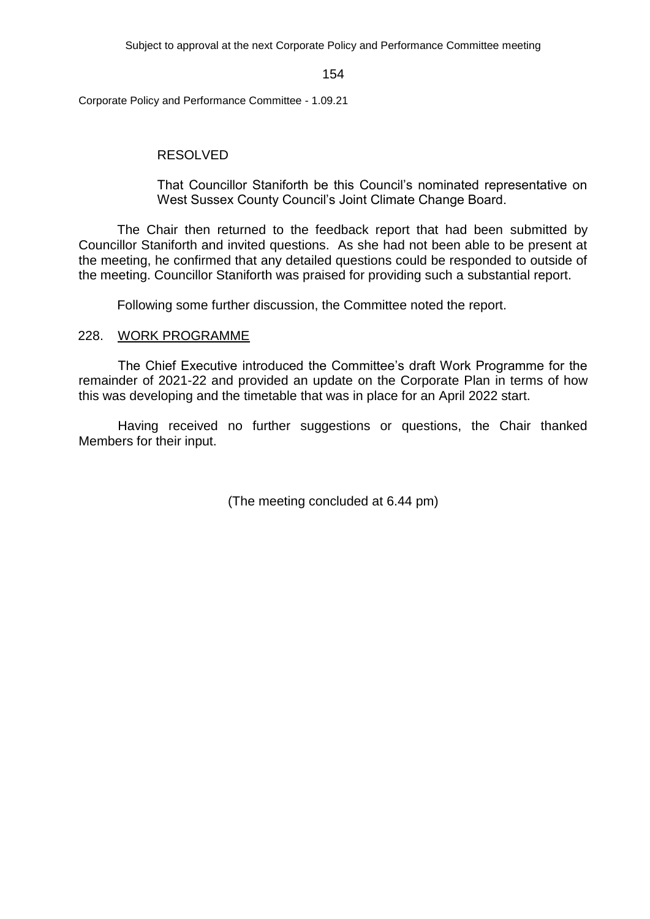RESOLVED

That Councillor Staniforth be this Council's nominated representative on West Sussex County Council's Joint Climate Change Board.

The Chair then returned to the feedback report that had been submitted by Councillor Staniforth and invited questions. As she had not been able to be present at the meeting, he confirmed that any detailed questions could be responded to outside of the meeting. Councillor Staniforth was praised for providing such a substantial report.

Following some further discussion, the Committee noted the report.

## 228. WORK PROGRAMME

The Chief Executive introduced the Committee's draft Work Programme for the remainder of 2021-22 and provided an update on the Corporate Plan in terms of how this was developing and the timetable that was in place for an April 2022 start.

Having received no further suggestions or questions, the Chair thanked Members for their input.

(The meeting concluded at 6.44 pm)